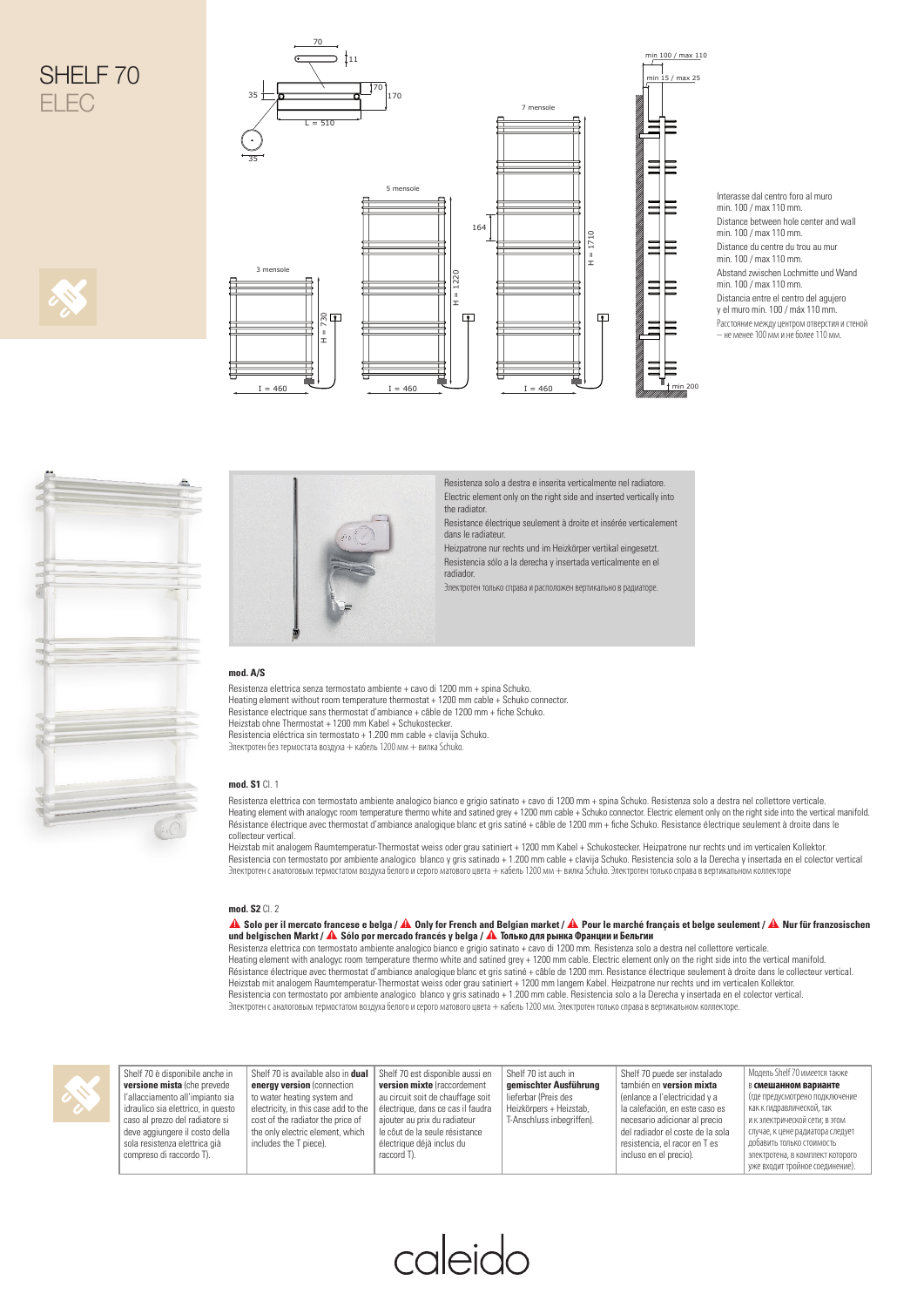# SHELF 70
## ELEC

Interasse dal centro foro al muro
min. 100 / max 110 mm.
Distance between hole center and wall
min. 100 / max 110 mm.
Distance du centre du trou au mur
min. 100 / max 110 mm.
Abstand zwischen Lochmitte und Wand
min. 100 / max 110 mm.
Distancia entre el centro del agujero
y el muro min. 100 / máx 110 mm.
Расстояние между центром отверстия и стеной – не менее 100 мм и не более 110 мм.

Resistenza solo a destra e inserita verticalmente nel radiatore.
Electric element only on the right side and inserted vertically into the radiator.
Resistance électrique seulement à droite et insérée verticalement dans le radiateur.
Heizpatrone nur rechts und im Heizkörper vertikal eingesetzt.
Resistencia sólo a la derecha y insertada verticalmente en el radiador.
Электротен только справа и расположен вертикально в радиаторе.

**mod. A/S**

Resistenza elettrica senza termostato ambiente + cavo di 1200 mm + spina Schuko.
Heating element without room temperature thermostat + 1200 mm cable + Schuko connector.
Resistance electrique sans thermostat d'ambiance + câble de 1200 mm + fiche Schuko.
Heizstab ohne Thermostat + 1200 mm Kabel + Schukostecker.
Resistencia eléctrica sin termostato + 1.200 mm cable + clavija Schuko.
Электротен без термостата воздуха + кабель 1200 мм + вилка Schuko.

**mod. S1** Cl. 1

Resistenza elettrica con termostato ambiente analogico bianco e grigio satinato + cavo di 1200 mm + spina Schuko. Resistenza solo a destra nel collettore verticale.
Heating element with analogyc room temperature thermo white and satined grey + 1200 mm cable + Schuko connector. Electric element only on the right side into the vertical manifold.
Résistance électrique avec thermostat d'ambiance analogique blanc et gris satiné + câble de 1200 mm + fiche Schuko. Resistance électrique seulement à droite dans le collecteur vertical.
Heizstab mit analogem Raumtemperatur-Thermostat weiss oder grau satiniert + 1200 mm Kabel + Schukostecker. Heizpatrone nur rechts und im verticalen Kollektor.
Resistencia con termostato por ambiente analogico blanco y gris satinado + 1.200 mm cable + clavija Schuko. Resistencia solo a la Derecha y insertada en el colector vertical
Электротен с аналоговым термостатом воздуха белого и серого матового цвета + кабель 1200 мм + вилка Schuko. Электротен только справа в вертикальном коллекторе

**mod. S2** Cl. 2

**⚠ Solo per il mercato francese e belga / ⚠ Only for French and Belgian market / ⚠ Pour le marché français et belge seulement / ⚠ Nur für französischen und belgischen Markt / ⚠ Sólo por mercado francés y belga / ⚠ Только для рынка Франции и Бельгии**

Resistenza elettrica con termostato ambiente analogico bianco e grigio satinato + cavo di 1200 mm. Resistenza solo a destra nel collettore verticale.
Heating element with analogyc room temperature thermo white and satined grey + 1200 mm cable. Electric element only on the right side into the vertical manifold.
Résistance électrique avec thermostat d'ambiance analogique blanc et gris satiné + câble de 1200 mm. Resistance électrique seulement à droite dans le collecteur vertical.
Heizstab mit analogem Raumtemperatur-Thermostat weiss oder grau satiniert + 1200 mm langem Kabel. Heizpatrone nur rechts und im verticalen Kollektor.
Resistencia con termostato por ambiente analogico blanco y gris satinado + 1.200 mm cable. Resistencia solo a la Derecha y insertada en el colector vertical.
Электротен с аналоговым термостатом воздуха белого и серого матового цвета + кабель 1200 мм. Электротен только справа в вертикальном коллекторе.

| | | | | | |
|---|---|---|---|---|---|
| Shelf 70 è disponibile anche in **versione mista** (che prevede l'allacciamento all'impianto sia idraulico sia elettrico, in questo caso al prezzo del radiatore si deve aggiungere il costo della sola resistenza elettrica già compreso di raccordo T). | Shelf 70 is available also in **dual energy version** (connection to water heating system and electricity, in this case add to the cost of the radiator the price of the only electric element, which includes the T piece). | Shelf 70 est disponible aussi en **version mixte** (raccordement au circuit soit de chauffage soit électrique, dans ce cas il faudra ajouter au prix du radiateur le côut de la seule résistance électrique déjà inclus du raccord T). | Shelf 70 ist auch in **gemischter Ausführung** lieferbar (Preis des Heizkörpers + Heizstab, T-Anschluss inbegriffen). | Shelf 70 puede ser instalado también en **version mixta** (enlance a l'electricidad y a la calefación, en este caso es necesario adicionar al precio del radiador el coste de la sola resistencia, el racor en T es incluso en el precio). | Модель Shelf 70 имеется также в **смешанном варианте** (где предусмотрено подключение как к гидравлической, так и к электрической сети; в этом случае, к цене радиатора следует добавить только стоимость электротена, в комплект которого уже входит тройное соединение). |

caleido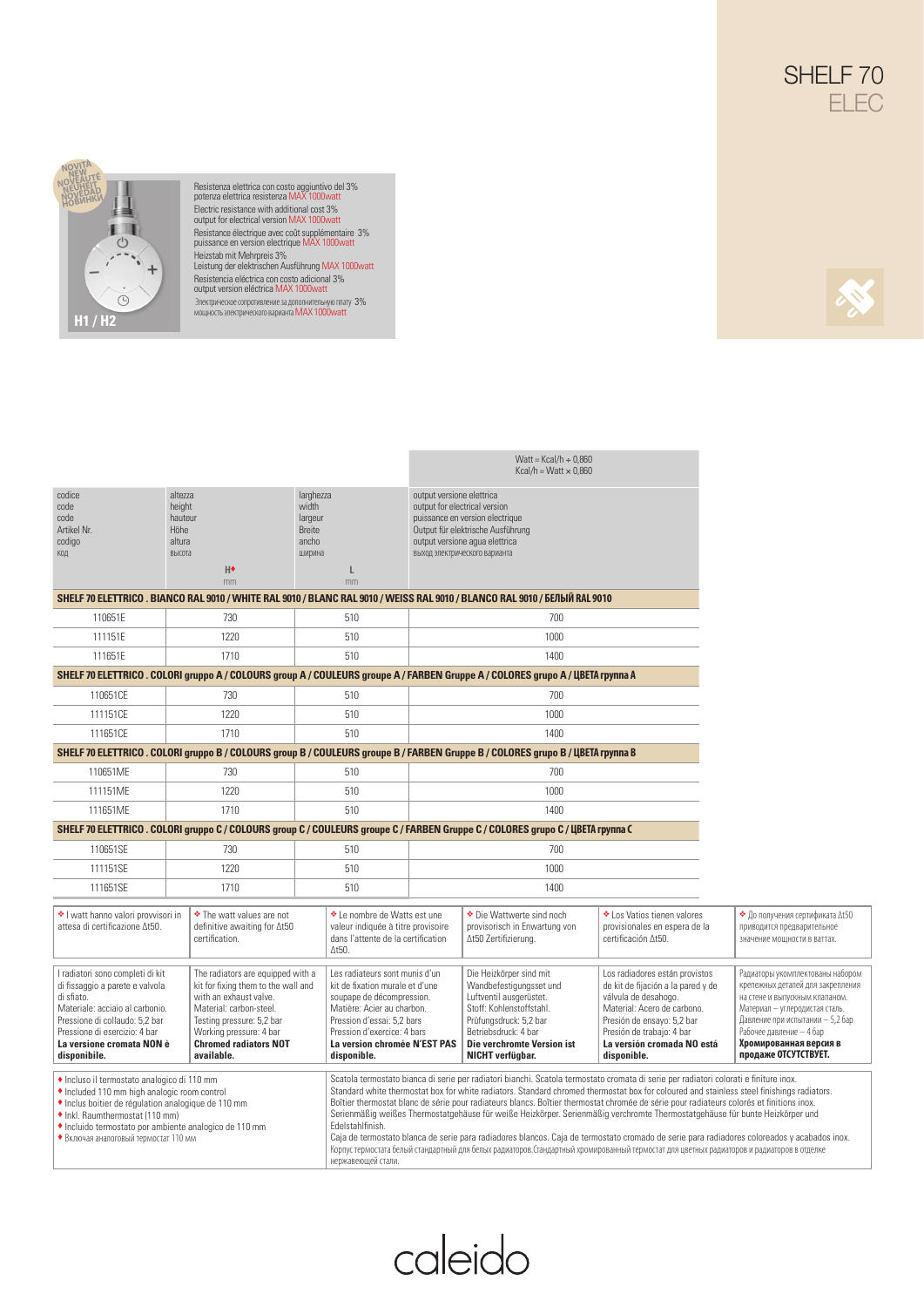# SHELF 70
## ELEC

NOVITÀ
NEW
NOUVEAUTÉ
NEUHEIT
NOVEDAD
НОВИНКИ

H1 / H2

Resistenza elettrica con costo aggiuntivo del 3%
potenza elettrica resistenza MAX 1000watt
Electric resistance with additional cost 3%
output for electrical version MAX 1000watt
Resistance électrique avec coût supplémentaire 3%
puissance en version electrique MAX 1000watt
Heizstab mit Mehrpreis 3%
Leistung der elektrischen Ausführung MAX 1000watt
Resistencia eléctrica con costo adicional 3%
output version eléctrica MAX 1000watt
Электрическое сопротивление за дополнительную плату 3%
мощность электрического варианта MAX 1000watt

Watt = Kcal/h ÷ 0,860
Kcal/h = Watt × 0,860

| codice / code / code / Artikel Nr. / codigo / код | altezza / height / hauteur / Höhe / altura / высота H♦ mm | larghezza / width / largeur / Breite / ancho / ширина L mm | output versione elettrica / output for electrical version / puissance en version electrique / Output für elektrische Ausführung / output versione agua elettrica / выход электрического варианта |
|---|---|---|---|
| **SHELF 70 ELETTRICO . BIANCO RAL 9010 / WHITE RAL 9010 / BLANC RAL 9010 / WEISS RAL 9010 / BLANCO RAL 9010 / БЕЛЫЙ RAL 9010** | | | |
| 110651E | 730 | 510 | 700 |
| 111151E | 1220 | 510 | 1000 |
| 111651E | 1710 | 510 | 1400 |
| **SHELF 70 ELETTRICO . COLORI gruppo A / COLOURS group A / COULEURS groupe A / FARBEN Gruppe A / COLORES grupo A / ЦВЕТА группа A** | | | |
| 110651CE | 730 | 510 | 700 |
| 111151CE | 1220 | 510 | 1000 |
| 111651CE | 1710 | 510 | 1400 |
| **SHELF 70 ELETTRICO . COLORI gruppo B / COLOURS group B / COULEURS groupe B / FARBEN Gruppe B / COLORES grupo B / ЦВЕТА группа B** | | | |
| 110651ME | 730 | 510 | 700 |
| 111151ME | 1220 | 510 | 1000 |
| 111651ME | 1710 | 510 | 1400 |
| **SHELF 70 ELETTRICO . COLORI gruppo C / COLOURS group C / COULEURS groupe C / FARBEN Gruppe C / COLORES grupo C / ЦВЕТА группа C** | | | |
| 110651SE | 730 | 510 | 700 |
| 111151SE | 1220 | 510 | 1000 |
| 111651SE | 1710 | 510 | 1400 |

♦ I watt hanno valori provvisori in attesa di certificazione Δt50.

♦ The watt values are not definitive awaiting for Δt50 certification.

♦ Le nombre de Watts est une valeur indiquée à titre provisoire dans l'attente de la certification Δt50.

♦ Die Wattwerte sind noch provisorisch in Erwartung von Δt50 Zertifizierung.

♦ Los Vatios tienen valores provisionales en espera de la certificación Δt50.

♦ До получения сертификата Δt50 приводится предварительное значение мощности в ваттах.

I radiatori sono completi di kit di fissaggio a parete e valvola di sfiato.
Materiale: acciaio al carbonio.
Pressione di collaudo: 5,2 bar
Pressione di esercizio: 4 bar
**La versione cromata NON è disponibile.**

The radiators are equipped with a kit for fixing them to the wall and with an exhaust valve.
Material: carbon-steel.
Testing pressure: 5,2 bar
Working pressure: 4 bar
**Chromed radiators NOT available.**

Les radiateurs sont munis d'un kit de fixation murale et d'une soupape de décompression.
Matière: Acier au charbon.
Pression d'essai: 5,2 bars
Pression d'exercice: 4 bars
**La version chromée N'EST PAS disponible.**

Die Heizkörper sind mit Wandbefestigungsset und Luftventil ausgerüstet.
Stoff: Kohlenstoffstahl.
Prüfungsdruck: 5,2 bar
Betriebsdruck: 4 bar
**Die verchromte Version ist NICHT verfügbar.**

Los radiadores están provistos de kit de fijación a la pared y de válvula de desahogo.
Material: Acero de carbono.
Presión de ensayo: 5,2 bar
Presión de trabajo: 4 bar
**La versión cromada NO está disponible.**

Радиаторы укомплектованы набором крепежных деталей для закрепления на стене и выпускным клапаном.
Материал – углеродистая сталь.
Давление при испытании – 5,2 бар
Рабочее давление – 4 бар
**Хромированная версия в продаже ОТСУТСТВУЕТ.**

- ♦ Incluso il termostato analogico di 110 mm
- ♦ Included 110 mm high analogic room control
- ♦ Inclus boitier de régulation analogique de 110 mm
- ♦ Inkl. Raumthermostat (110 mm)
- ♦ Incluido termostato por ambiente analogico de 110 mm
- ♦ Включая аналоговый термостат 110 мм

Scatola termostato bianca di serie per radiatori bianchi. Scatola termostato cromata di serie per radiatori colorati e finiture inox.
Standard white thermostat box for white radiators. Standard chromed thermostat box for coloured and stainless steel finishings radiators.
Boîtier thermostat blanc de série pour radiateurs blancs. Boîtier thermostat chromée de série pour radiateurs colorés et finitions inox.
Serienmäßig weißes Thermostatgehäuse für weiße Heizkörper. Serienmäßig verchromte Thermostatgehäuse für bunte Heizkörper und Edelstahlfinish.
Caja de termostato blanca de serie para radiadores blancos. Caja de termostato cromado de serie para radiadores coloreados y acabados inox.
Корпус термостата белый стандартный для белых радиаторов.Стандартный хромированный термостат для цветных радиаторов и радиаторов в отделке нержавеющей стали.

caleido